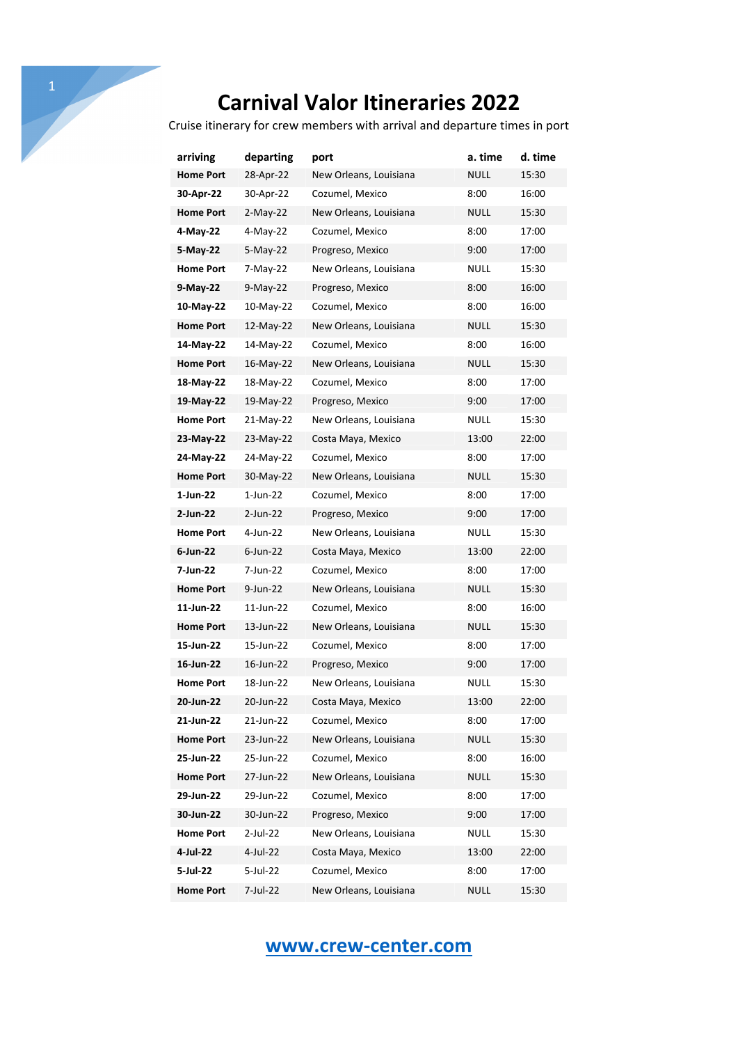# Carnival Valor Itineraries 2022

Cruise itinerary for crew members with arrival and departure times in port

| arriving | departing | port | a. time | d. time |
|---|---|---|---|---|
| **Home Port** | 28-Apr-22 | New Orleans, Louisiana | NULL | 15:30 |
| **30-Apr-22** | 30-Apr-22 | Cozumel, Mexico | 8:00 | 16:00 |
| **Home Port** | 2-May-22 | New Orleans, Louisiana | NULL | 15:30 |
| **4-May-22** | 4-May-22 | Cozumel, Mexico | 8:00 | 17:00 |
| **5-May-22** | 5-May-22 | Progreso, Mexico | 9:00 | 17:00 |
| **Home Port** | 7-May-22 | New Orleans, Louisiana | NULL | 15:30 |
| **9-May-22** | 9-May-22 | Progreso, Mexico | 8:00 | 16:00 |
| **10-May-22** | 10-May-22 | Cozumel, Mexico | 8:00 | 16:00 |
| **Home Port** | 12-May-22 | New Orleans, Louisiana | NULL | 15:30 |
| **14-May-22** | 14-May-22 | Cozumel, Mexico | 8:00 | 16:00 |
| **Home Port** | 16-May-22 | New Orleans, Louisiana | NULL | 15:30 |
| **18-May-22** | 18-May-22 | Cozumel, Mexico | 8:00 | 17:00 |
| **19-May-22** | 19-May-22 | Progreso, Mexico | 9:00 | 17:00 |
| **Home Port** | 21-May-22 | New Orleans, Louisiana | NULL | 15:30 |
| **23-May-22** | 23-May-22 | Costa Maya, Mexico | 13:00 | 22:00 |
| **24-May-22** | 24-May-22 | Cozumel, Mexico | 8:00 | 17:00 |
| **Home Port** | 30-May-22 | New Orleans, Louisiana | NULL | 15:30 |
| **1-Jun-22** | 1-Jun-22 | Cozumel, Mexico | 8:00 | 17:00 |
| **2-Jun-22** | 2-Jun-22 | Progreso, Mexico | 9:00 | 17:00 |
| **Home Port** | 4-Jun-22 | New Orleans, Louisiana | NULL | 15:30 |
| **6-Jun-22** | 6-Jun-22 | Costa Maya, Mexico | 13:00 | 22:00 |
| **7-Jun-22** | 7-Jun-22 | Cozumel, Mexico | 8:00 | 17:00 |
| **Home Port** | 9-Jun-22 | New Orleans, Louisiana | NULL | 15:30 |
| **11-Jun-22** | 11-Jun-22 | Cozumel, Mexico | 8:00 | 16:00 |
| **Home Port** | 13-Jun-22 | New Orleans, Louisiana | NULL | 15:30 |
| **15-Jun-22** | 15-Jun-22 | Cozumel, Mexico | 8:00 | 17:00 |
| **16-Jun-22** | 16-Jun-22 | Progreso, Mexico | 9:00 | 17:00 |
| **Home Port** | 18-Jun-22 | New Orleans, Louisiana | NULL | 15:30 |
| **20-Jun-22** | 20-Jun-22 | Costa Maya, Mexico | 13:00 | 22:00 |
| **21-Jun-22** | 21-Jun-22 | Cozumel, Mexico | 8:00 | 17:00 |
| **Home Port** | 23-Jun-22 | New Orleans, Louisiana | NULL | 15:30 |
| **25-Jun-22** | 25-Jun-22 | Cozumel, Mexico | 8:00 | 16:00 |
| **Home Port** | 27-Jun-22 | New Orleans, Louisiana | NULL | 15:30 |
| **29-Jun-22** | 29-Jun-22 | Cozumel, Mexico | 8:00 | 17:00 |
| **30-Jun-22** | 30-Jun-22 | Progreso, Mexico | 9:00 | 17:00 |
| **Home Port** | 2-Jul-22 | New Orleans, Louisiana | NULL | 15:30 |
| **4-Jul-22** | 4-Jul-22 | Costa Maya, Mexico | 13:00 | 22:00 |
| **5-Jul-22** | 5-Jul-22 | Cozumel, Mexico | 8:00 | 17:00 |
| **Home Port** | 7-Jul-22 | New Orleans, Louisiana | NULL | 15:30 |

[www.crew-center.com](http://www.crew-center.com)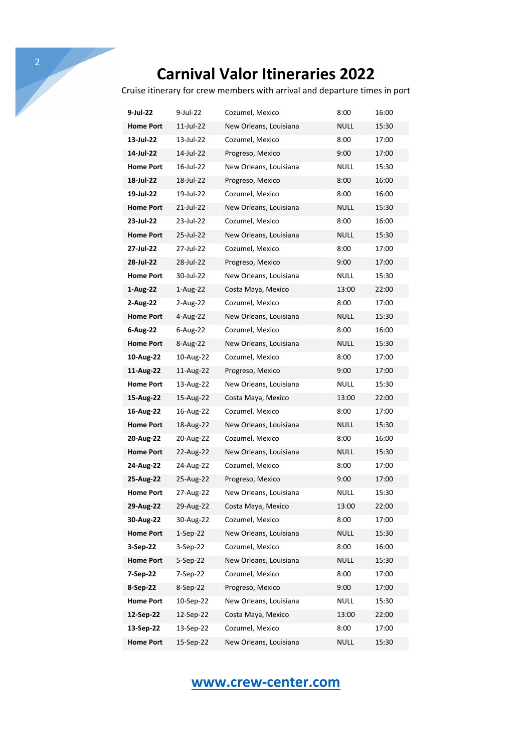# Carnival Valor Itineraries 2022

Cruise itinerary for crew members with arrival and departure times in port

| | | | | |
|---|---|---|---|---|
| **9-Jul-22** | 9-Jul-22 | Cozumel, Mexico | 8:00 | 16:00 |
| **Home Port** | 11-Jul-22 | New Orleans, Louisiana | NULL | 15:30 |
| **13-Jul-22** | 13-Jul-22 | Cozumel, Mexico | 8:00 | 17:00 |
| **14-Jul-22** | 14-Jul-22 | Progreso, Mexico | 9:00 | 17:00 |
| **Home Port** | 16-Jul-22 | New Orleans, Louisiana | NULL | 15:30 |
| **18-Jul-22** | 18-Jul-22 | Progreso, Mexico | 8:00 | 16:00 |
| **19-Jul-22** | 19-Jul-22 | Cozumel, Mexico | 8:00 | 16:00 |
| **Home Port** | 21-Jul-22 | New Orleans, Louisiana | NULL | 15:30 |
| **23-Jul-22** | 23-Jul-22 | Cozumel, Mexico | 8:00 | 16:00 |
| **Home Port** | 25-Jul-22 | New Orleans, Louisiana | NULL | 15:30 |
| **27-Jul-22** | 27-Jul-22 | Cozumel, Mexico | 8:00 | 17:00 |
| **28-Jul-22** | 28-Jul-22 | Progreso, Mexico | 9:00 | 17:00 |
| **Home Port** | 30-Jul-22 | New Orleans, Louisiana | NULL | 15:30 |
| **1-Aug-22** | 1-Aug-22 | Costa Maya, Mexico | 13:00 | 22:00 |
| **2-Aug-22** | 2-Aug-22 | Cozumel, Mexico | 8:00 | 17:00 |
| **Home Port** | 4-Aug-22 | New Orleans, Louisiana | NULL | 15:30 |
| **6-Aug-22** | 6-Aug-22 | Cozumel, Mexico | 8:00 | 16:00 |
| **Home Port** | 8-Aug-22 | New Orleans, Louisiana | NULL | 15:30 |
| **10-Aug-22** | 10-Aug-22 | Cozumel, Mexico | 8:00 | 17:00 |
| **11-Aug-22** | 11-Aug-22 | Progreso, Mexico | 9:00 | 17:00 |
| **Home Port** | 13-Aug-22 | New Orleans, Louisiana | NULL | 15:30 |
| **15-Aug-22** | 15-Aug-22 | Costa Maya, Mexico | 13:00 | 22:00 |
| **16-Aug-22** | 16-Aug-22 | Cozumel, Mexico | 8:00 | 17:00 |
| **Home Port** | 18-Aug-22 | New Orleans, Louisiana | NULL | 15:30 |
| **20-Aug-22** | 20-Aug-22 | Cozumel, Mexico | 8:00 | 16:00 |
| **Home Port** | 22-Aug-22 | New Orleans, Louisiana | NULL | 15:30 |
| **24-Aug-22** | 24-Aug-22 | Cozumel, Mexico | 8:00 | 17:00 |
| **25-Aug-22** | 25-Aug-22 | Progreso, Mexico | 9:00 | 17:00 |
| **Home Port** | 27-Aug-22 | New Orleans, Louisiana | NULL | 15:30 |
| **29-Aug-22** | 29-Aug-22 | Costa Maya, Mexico | 13:00 | 22:00 |
| **30-Aug-22** | 30-Aug-22 | Cozumel, Mexico | 8:00 | 17:00 |
| **Home Port** | 1-Sep-22 | New Orleans, Louisiana | NULL | 15:30 |
| **3-Sep-22** | 3-Sep-22 | Cozumel, Mexico | 8:00 | 16:00 |
| **Home Port** | 5-Sep-22 | New Orleans, Louisiana | NULL | 15:30 |
| **7-Sep-22** | 7-Sep-22 | Cozumel, Mexico | 8:00 | 17:00 |
| **8-Sep-22** | 8-Sep-22 | Progreso, Mexico | 9:00 | 17:00 |
| **Home Port** | 10-Sep-22 | New Orleans, Louisiana | NULL | 15:30 |
| **12-Sep-22** | 12-Sep-22 | Costa Maya, Mexico | 13:00 | 22:00 |
| **13-Sep-22** | 13-Sep-22 | Cozumel, Mexico | 8:00 | 17:00 |
| **Home Port** | 15-Sep-22 | New Orleans, Louisiana | NULL | 15:30 |

www.crew-center.com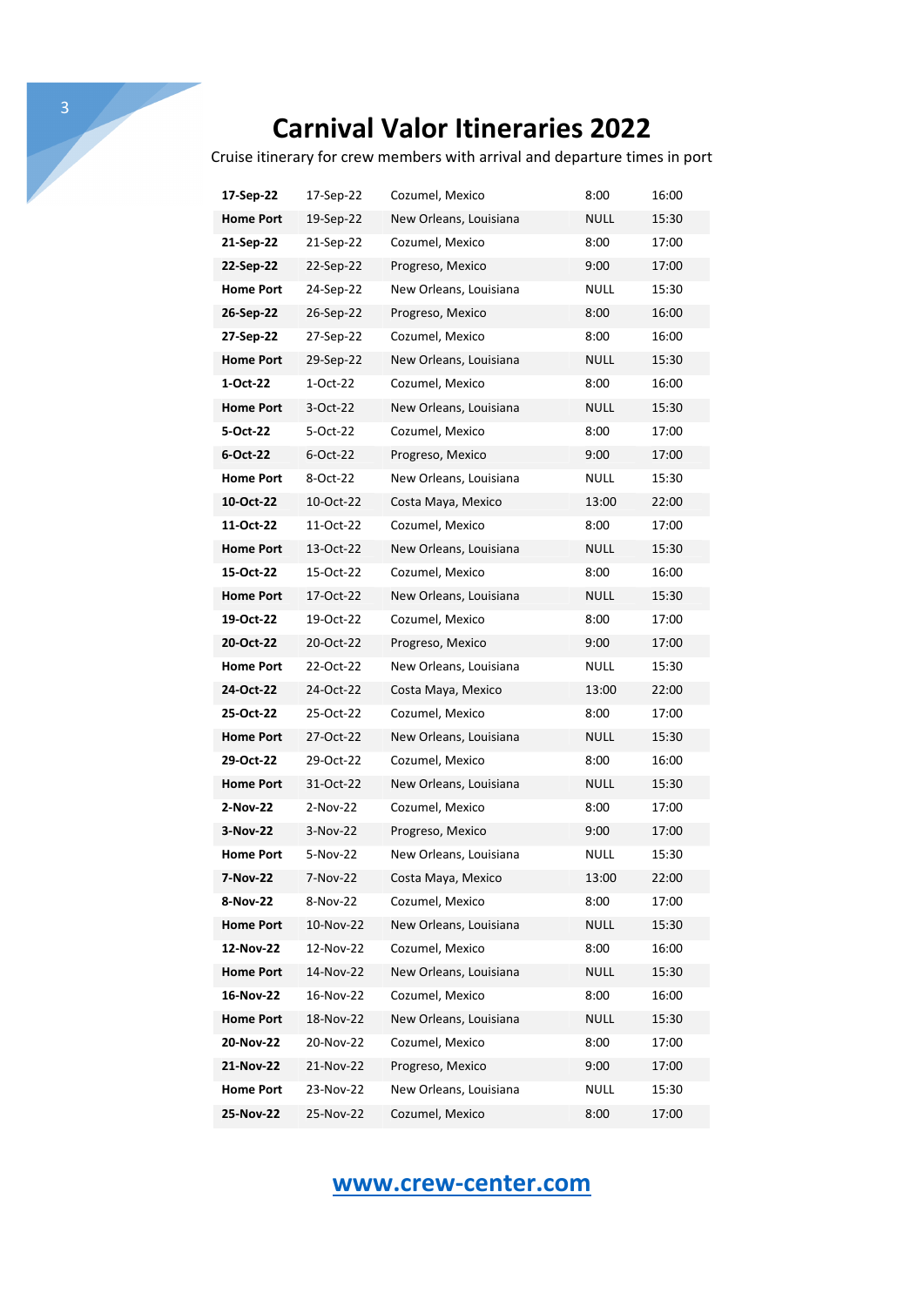# Carnival Valor Itineraries 2022

Cruise itinerary for crew members with arrival and departure times in port

| | | | | |
|---|---|---|---|---|
| **17-Sep-22** | 17-Sep-22 | Cozumel, Mexico | 8:00 | 16:00 |
| **Home Port** | 19-Sep-22 | New Orleans, Louisiana | NULL | 15:30 |
| **21-Sep-22** | 21-Sep-22 | Cozumel, Mexico | 8:00 | 17:00 |
| **22-Sep-22** | 22-Sep-22 | Progreso, Mexico | 9:00 | 17:00 |
| **Home Port** | 24-Sep-22 | New Orleans, Louisiana | NULL | 15:30 |
| **26-Sep-22** | 26-Sep-22 | Progreso, Mexico | 8:00 | 16:00 |
| **27-Sep-22** | 27-Sep-22 | Cozumel, Mexico | 8:00 | 16:00 |
| **Home Port** | 29-Sep-22 | New Orleans, Louisiana | NULL | 15:30 |
| **1-Oct-22** | 1-Oct-22 | Cozumel, Mexico | 8:00 | 16:00 |
| **Home Port** | 3-Oct-22 | New Orleans, Louisiana | NULL | 15:30 |
| **5-Oct-22** | 5-Oct-22 | Cozumel, Mexico | 8:00 | 17:00 |
| **6-Oct-22** | 6-Oct-22 | Progreso, Mexico | 9:00 | 17:00 |
| **Home Port** | 8-Oct-22 | New Orleans, Louisiana | NULL | 15:30 |
| **10-Oct-22** | 10-Oct-22 | Costa Maya, Mexico | 13:00 | 22:00 |
| **11-Oct-22** | 11-Oct-22 | Cozumel, Mexico | 8:00 | 17:00 |
| **Home Port** | 13-Oct-22 | New Orleans, Louisiana | NULL | 15:30 |
| **15-Oct-22** | 15-Oct-22 | Cozumel, Mexico | 8:00 | 16:00 |
| **Home Port** | 17-Oct-22 | New Orleans, Louisiana | NULL | 15:30 |
| **19-Oct-22** | 19-Oct-22 | Cozumel, Mexico | 8:00 | 17:00 |
| **20-Oct-22** | 20-Oct-22 | Progreso, Mexico | 9:00 | 17:00 |
| **Home Port** | 22-Oct-22 | New Orleans, Louisiana | NULL | 15:30 |
| **24-Oct-22** | 24-Oct-22 | Costa Maya, Mexico | 13:00 | 22:00 |
| **25-Oct-22** | 25-Oct-22 | Cozumel, Mexico | 8:00 | 17:00 |
| **Home Port** | 27-Oct-22 | New Orleans, Louisiana | NULL | 15:30 |
| **29-Oct-22** | 29-Oct-22 | Cozumel, Mexico | 8:00 | 16:00 |
| **Home Port** | 31-Oct-22 | New Orleans, Louisiana | NULL | 15:30 |
| **2-Nov-22** | 2-Nov-22 | Cozumel, Mexico | 8:00 | 17:00 |
| **3-Nov-22** | 3-Nov-22 | Progreso, Mexico | 9:00 | 17:00 |
| **Home Port** | 5-Nov-22 | New Orleans, Louisiana | NULL | 15:30 |
| **7-Nov-22** | 7-Nov-22 | Costa Maya, Mexico | 13:00 | 22:00 |
| **8-Nov-22** | 8-Nov-22 | Cozumel, Mexico | 8:00 | 17:00 |
| **Home Port** | 10-Nov-22 | New Orleans, Louisiana | NULL | 15:30 |
| **12-Nov-22** | 12-Nov-22 | Cozumel, Mexico | 8:00 | 16:00 |
| **Home Port** | 14-Nov-22 | New Orleans, Louisiana | NULL | 15:30 |
| **16-Nov-22** | 16-Nov-22 | Cozumel, Mexico | 8:00 | 16:00 |
| **Home Port** | 18-Nov-22 | New Orleans, Louisiana | NULL | 15:30 |
| **20-Nov-22** | 20-Nov-22 | Cozumel, Mexico | 8:00 | 17:00 |
| **21-Nov-22** | 21-Nov-22 | Progreso, Mexico | 9:00 | 17:00 |
| **Home Port** | 23-Nov-22 | New Orleans, Louisiana | NULL | 15:30 |
| **25-Nov-22** | 25-Nov-22 | Cozumel, Mexico | 8:00 | 17:00 |

www.crew-center.com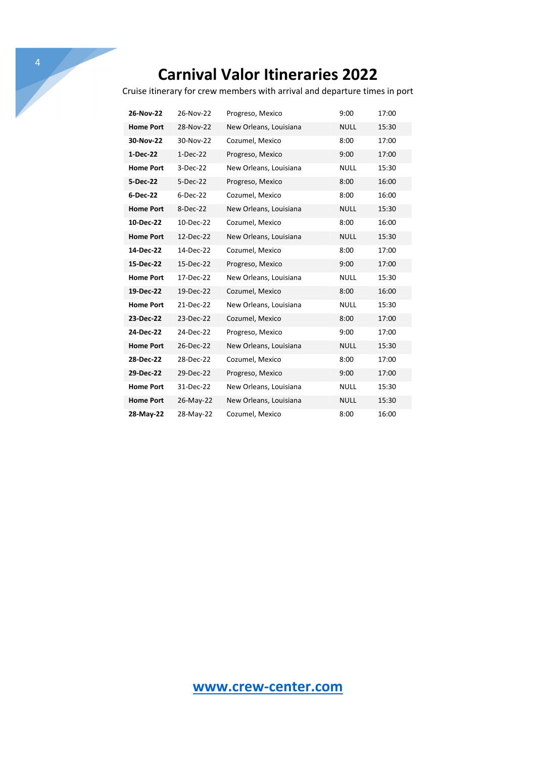# Carnival Valor Itineraries 2022

Cruise itinerary for crew members with arrival and departure times in port

| | | | | |
|---|---|---|---|---|
| **26-Nov-22** | 26-Nov-22 | Progreso, Mexico | 9:00 | 17:00 |
| **Home Port** | 28-Nov-22 | New Orleans, Louisiana | NULL | 15:30 |
| **30-Nov-22** | 30-Nov-22 | Cozumel, Mexico | 8:00 | 17:00 |
| **1-Dec-22** | 1-Dec-22 | Progreso, Mexico | 9:00 | 17:00 |
| **Home Port** | 3-Dec-22 | New Orleans, Louisiana | NULL | 15:30 |
| **5-Dec-22** | 5-Dec-22 | Progreso, Mexico | 8:00 | 16:00 |
| **6-Dec-22** | 6-Dec-22 | Cozumel, Mexico | 8:00 | 16:00 |
| **Home Port** | 8-Dec-22 | New Orleans, Louisiana | NULL | 15:30 |
| **10-Dec-22** | 10-Dec-22 | Cozumel, Mexico | 8:00 | 16:00 |
| **Home Port** | 12-Dec-22 | New Orleans, Louisiana | NULL | 15:30 |
| **14-Dec-22** | 14-Dec-22 | Cozumel, Mexico | 8:00 | 17:00 |
| **15-Dec-22** | 15-Dec-22 | Progreso, Mexico | 9:00 | 17:00 |
| **Home Port** | 17-Dec-22 | New Orleans, Louisiana | NULL | 15:30 |
| **19-Dec-22** | 19-Dec-22 | Cozumel, Mexico | 8:00 | 16:00 |
| **Home Port** | 21-Dec-22 | New Orleans, Louisiana | NULL | 15:30 |
| **23-Dec-22** | 23-Dec-22 | Cozumel, Mexico | 8:00 | 17:00 |
| **24-Dec-22** | 24-Dec-22 | Progreso, Mexico | 9:00 | 17:00 |
| **Home Port** | 26-Dec-22 | New Orleans, Louisiana | NULL | 15:30 |
| **28-Dec-22** | 28-Dec-22 | Cozumel, Mexico | 8:00 | 17:00 |
| **29-Dec-22** | 29-Dec-22 | Progreso, Mexico | 9:00 | 17:00 |
| **Home Port** | 31-Dec-22 | New Orleans, Louisiana | NULL | 15:30 |
| **Home Port** | 26-May-22 | New Orleans, Louisiana | NULL | 15:30 |
| **28-May-22** | 28-May-22 | Cozumel, Mexico | 8:00 | 16:00 |

www.crew-center.com